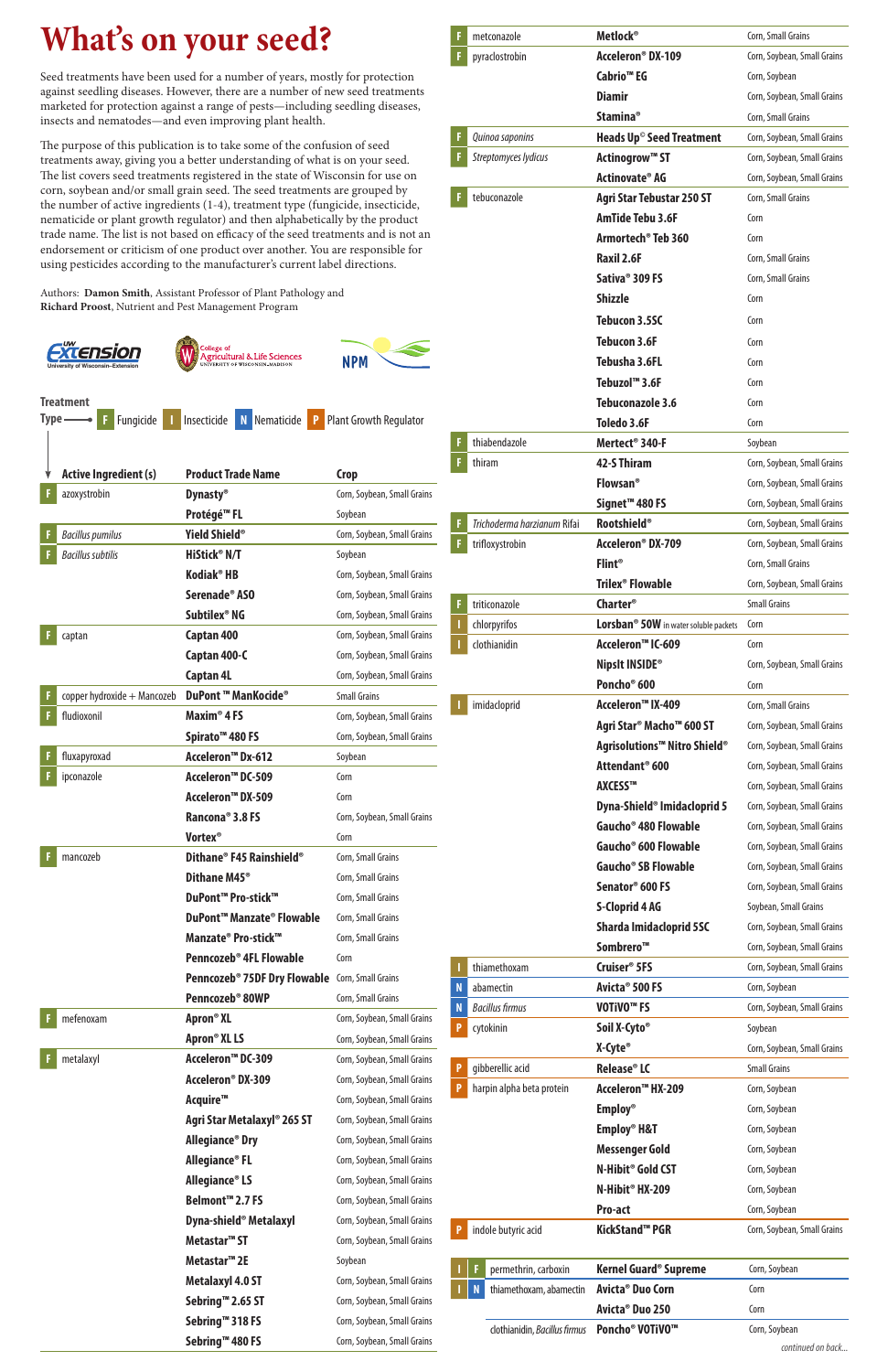# What's on your seed?

Seed treatments have been used for a number of years, mostly for protection against seedling diseases. However, there are a number of new seed treatments marketed for protection against a range of pests—including seedling diseases, insects and nematodes—and even improving plant health.

The purpose of this publication is to take some of the confusion of seed treatments away, giving you a better understanding of what is on your seed. The list covers seed treatments registered in the state of Wisconsin for use on corn, soybean and/or small grain seed. The seed treatments are grouped by the number of active ingredients (1-4), treatment type (fungicide, insecticide, nematicide or plant growth regulator) and then alphabetically by the product trade name. The list is not based on efficacy of the seed treatments and is not an endorsement or criticism of one product over another. You are responsible for using pesticides according to the manufacturer's current label directions.

Authors: **Damon Smith**, Assistant Professor of Plant Pathology and **Richard Proost**, Nutrient and Pest Management Program

**Treatment Type:** F Fungicide | I Insecticide | N Nematicide | P Plant Growth Regulator

| Type | Active Ingredient(s) | Product Trade Name | Crop |
|---|---|---|---|
| F | azoxystrobin | **Dynasty®** | Corn, Soybean, Small Grains |
| | | **Protégé™ FL** | Soybean |
| F | *Bacillus pumilus* | **Yield Shield®** | Corn, Soybean, Small Grains |
| F | *Bacillus subtilis* | **HiStick® N/T** | Soybean |
| | | **Kodiak® HB** | Corn, Soybean, Small Grains |
| | | **Serenade® ASO** | Corn, Soybean, Small Grains |
| | | **Subtilex® NG** | Corn, Soybean, Small Grains |
| F | captan | **Captan 400** | Corn, Soybean, Small Grains |
| | | **Captan 400-C** | Corn, Soybean, Small Grains |
| | | **Captan 4L** | Corn, Soybean, Small Grains |
| F | copper hydroxide + Mancozeb | **DuPont ™ ManKocide®** | Small Grains |
| F | fludioxonil | **Maxim® 4 FS** | Corn, Soybean, Small Grains |
| | | **Spirato™ 480 FS** | Corn, Soybean, Small Grains |
| F | fluxapyroxad | **Acceleron™ Dx-612** | Soybean |
| F | ipconazole | **Acceleron™ DC-509** | Corn |
| | | **Acceleron™ DX-509** | Corn |
| | | **Rancona® 3.8 FS** | Corn, Soybean, Small Grains |
| | | **Vortex®** | Corn |
| F | mancozeb | **Dithane® F45 Rainshield®** | Corn, Small Grains |
| | | **Dithane M45®** | Corn, Small Grains |
| | | **DuPont™ Pro-stick™** | Corn, Small Grains |
| | | **DuPont™ Manzate® Flowable** | Corn, Small Grains |
| | | **Manzate® Pro-stick™** | Corn, Small Grains |
| | | **Penncozeb® 4FL Flowable** | Corn |
| | | **Penncozeb® 75DF Dry Flowable** | Corn, Small Grains |
| | | **Penncozeb® 80WP** | Corn, Small Grains |
| F | mefenoxam | **Apron® XL** | Corn, Soybean, Small Grains |
| | | **Apron® XL LS** | Corn, Soybean, Small Grains |
| F | metalaxyl | **Acceleron™ DC-309** | Corn, Soybean, Small Grains |
| | | **Acceleron® DX-309** | Corn, Soybean, Small Grains |
| | | **Acquire™** | Corn, Soybean, Small Grains |
| | | **Agri Star Metalaxyl® 265 ST** | Corn, Soybean, Small Grains |
| | | **Allegiance® Dry** | Corn, Soybean, Small Grains |
| | | **Allegiance® FL** | Corn, Soybean, Small Grains |
| | | **Allegiance® LS** | Corn, Soybean, Small Grains |
| | | **Belmont™ 2.7 FS** | Corn, Soybean, Small Grains |
| | | **Dyna-shield® Metalaxyl** | Corn, Soybean, Small Grains |
| | | **Metastar™ ST** | Corn, Soybean, Small Grains |
| | | **Metastar™ 2E** | Soybean |
| | | **Metalaxyl 4.0 ST** | Corn, Soybean, Small Grains |
| | | **Sebring™ 2.65 ST** | Corn, Soybean, Small Grains |
| | | **Sebring™ 318 FS** | Corn, Soybean, Small Grains |
| | | **Sebring™ 480 FS** | Corn, Soybean, Small Grains |
| F | metconazole | **Metlock®** | Corn, Small Grains |
| F | pyraclostrobin | **Acceleron® DX-109** | Corn, Soybean, Small Grains |
| | | **Cabrio™ EG** | Corn, Soybean |
| | | **Diamir** | Corn, Soybean, Small Grains |
| | | **Stamina®** | Corn, Small Grains |
| F | *Quinoa saponins* | **Heads Up© Seed Treatment** | Corn, Soybean, Small Grains |
| F | *Streptomyces lydicus* | **Actinogrow™ ST** | Corn, Soybean, Small Grains |
| | | **Actinovate® AG** | Corn, Soybean, Small Grains |
| F | tebuconazole | **Agri Star Tebustar 250 ST** | Corn, Small Grains |
| | | **AmTide Tebu 3.6F** | Corn |
| | | **Armortech® Teb 360** | Corn |
| | | **Raxil 2.6F** | Corn, Small Grains |
| | | **Sativa® 309 FS** | Corn, Small Grains |
| | | **Shizzle** | Corn |
| | | **Tebucon 3.5SC** | Corn |
| | | **Tebucon 3.6F** | Corn |
| | | **Tebusha 3.6FL** | Corn |
| | | **Tebuzol™ 3.6F** | Corn |
| | | **Tebuconazole 3.6** | Corn |
| | | **Toledo 3.6F** | Corn |
| F | thiabendazole | **Mertect® 340-F** | Soybean |
| F | thiram | **42-S Thiram** | Corn, Soybean, Small Grains |
| | | **Flowsan®** | Corn, Soybean, Small Grains |
| | | **Signet™ 480 FS** | Corn, Soybean, Small Grains |
| F | *Trichoderma harzianum* Rifai | **Rootshield®** | Corn, Soybean, Small Grains |
| F | trifloxystrobin | **Acceleron® DX-709** | Corn, Soybean, Small Grains |
| | | **Flint®** | Corn, Small Grains |
| | | **Trilex® Flowable** | Corn, Soybean, Small Grains |
| F | triticonazole | **Charter®** | Small Grains |
| I | chlorpyrifos | **Lorsban® 50W** in water soluble packets | Corn |
| I | clothianidin | **Acceleron™ IC-609** | Corn |
| | | **NipsIt INSIDE®** | Corn, Soybean, Small Grains |
| | | **Poncho® 600** | Corn |
| I | imidacloprid | **Acceleron™ IX-409** | Corn, Small Grains |
| | | **Agri Star® Macho™ 600 ST** | Corn, Soybean, Small Grains |
| | | **Agrisolutions™ Nitro Shield®** | Corn, Soybean, Small Grains |
| | | **Attendant® 600** | Corn, Soybean, Small Grains |
| | | **AXCESS™** | Corn, Soybean, Small Grains |
| | | **Dyna-Shield® Imidacloprid 5** | Corn, Soybean, Small Grains |
| | | **Gaucho® 480 Flowable** | Corn, Soybean, Small Grains |
| | | **Gaucho® 600 Flowable** | Corn, Soybean, Small Grains |
| | | **Gaucho® SB Flowable** | Corn, Soybean, Small Grains |
| | | **Senator® 600 FS** | Corn, Soybean, Small Grains |
| | | **S-Cloprid 4 AG** | Soybean, Small Grains |
| | | **Sharda Imidacloprid 5SC** | Corn, Soybean, Small Grains |
| | | **Sombrero™** | Corn, Soybean, Small Grains |
| I | thiamethoxam | **Cruiser® 5FS** | Corn, Soybean, Small Grains |
| N | abamectin | **Avicta® 500 FS** | Corn, Soybean |
| N | *Bacillus firmus* | **VOTiVO™ FS** | Corn, Soybean, Small Grains |
| P | cytokinin | **Soil X-Cyto®** | Soybean |
| | | **X-Cyte®** | Corn, Soybean, Small Grains |
| P | gibberellic acid | **Release® LC** | Small Grains |
| P | harpin alpha beta protein | **Acceleron™ HX-209** | Corn, Soybean |
| | | **Employ®** | Corn, Soybean |
| | | **Employ® H&T** | Corn, Soybean |
| | | **Messenger Gold** | Corn, Soybean |
| | | **N-Hibit® Gold CST** | Corn, Soybean |
| | | **N-Hibit® HX-209** | Corn, Soybean |
| | | **Pro-act** | Corn, Soybean |
| P | indole butyric acid | **KickStand™ PGR** | Corn, Soybean, Small Grains |
| I, F | permethrin, carboxin | **Kernel Guard® Supreme** | Corn, Soybean |
| I, N | thiamethoxam, abamectin | **Avicta® Duo Corn** | Corn |
| | | **Avicta® Duo 250** | Corn |
| | clothianidin, *Bacillus firmus* | **Poncho® VOTiVO™** | Corn, Soybean |

*continued on back...*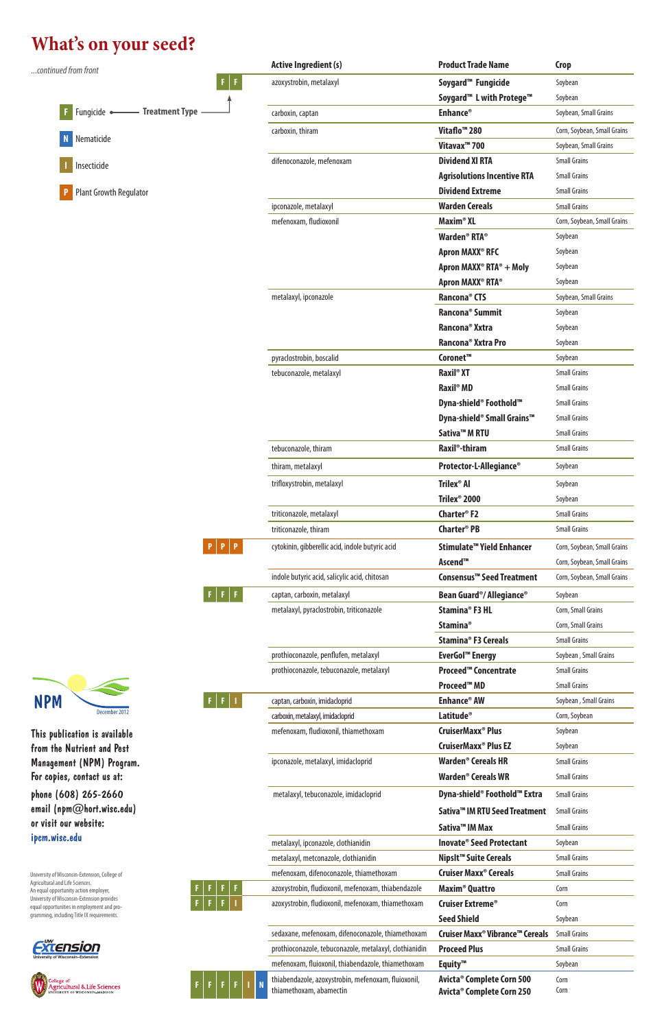# What's on your seed?

*...continued from front*

**Treatment Type**

- F Fungicide
- N Nematicide
- I Insecticide
- P Plant Growth Regulator

| Treatment Type | Active Ingredient (s) | Product Trade Name | Crop |
|---|---|---|---|
| F F | azoxystrobin, metalaxyl | **Soygard™ Fungicide** | Soybean |
| | | **Soygard™ L with Protege™** | Soybean |
| | carboxin, captan | **Enhance®** | Soybean, Small Grains |
| | carboxin, thiram | **Vitaflo™ 280** | Corn, Soybean, Small Grains |
| | | **Vitavax™ 700** | Soybean, Small Grains |
| | difenoconazole, mefenoxam | **Dividend XL RTA** | Small Grains |
| | | **Agrisolutions Incentive RTA** | Small Grains |
| | | **Dividend Extreme** | Small Grains |
| | ipconazole, metalaxyl | **Warden Cereals** | Small Grains |
| | mefenoxam, fludioxonil | **Maxim® XL** | Corn, Soybean, Small Grains |
| | | **Warden® RTA®** | Soybean |
| | | **Apron MAXX® RFC** | Soybean |
| | | **Apron MAXX® RTA® + Moly** | Soybean |
| | | **Apron MAXX® RTA®** | Soybean |
| | metalaxyl, ipconazole | **Rancona® CTS** | Soybean, Small Grains |
| | | **Rancona® Summit** | Soybean |
| | | **Rancona® Xxtra** | Soybean |
| | | **Rancona® Xxtra Pro** | Soybean |
| | pyraclostrobin, boscalid | **Coronet™** | Soybean |
| | tebuconazole, metalaxyl | **Raxil® XT** | Small Grains |
| | | **Raxil® MD** | Small Grains |
| | | **Dyna-shield® Foothold™** | Small Grains |
| | | **Dyna-shield® Small Grains™** | Small Grains |
| | | **Sativa™ M RTU** | Small Grains |
| | tebuconazole, thiram | **Raxil®-thiram** | Small Grains |
| | thiram, metalaxyl | **Protector-L-Allegiance®** | Soybean |
| | trifloxystrobin, metalaxyl | **Trilex® Al** | Soybean |
| | | **Trilex® 2000** | Soybean |
| | triticonazole, metalaxyl | **Charter® F2** | Small Grains |
| | triticonazole, thiram | **Charter® PB** | Small Grains |
| P P P | cytokinin, gibberellic acid, indole butyric acid | **Stimulate™ Yield Enhancer** | Corn, Soybean, Small Grains |
| | | **Ascend™** | Corn, Soybean, Small Grains |
| | indole butyric acid, salicylic acid, chitosan | **Consensus™ Seed Treatment** | Corn, Soybean, Small Grains |
| F F F | captan, carboxin, metalaxyl | **Bean Guard®/ Allegiance®** | Soybean |
| | metalaxyl, pyraclostrobin, triticonazole | **Stamina® F3 HL** | Corn, Small Grains |
| | | **Stamina®** | Corn, Small Grains |
| | | **Stamina® F3 Cereals** | Small Grains |
| | prothioconazole, penflufen, metalaxyl | **EverGol™ Energy** | Soybean , Small Grains |
| | prothioconazole, tebuconazole, metalaxyl | **Proceed™ Concentrate** | Small Grains |
| | | **Proceed™ MD** | Small Grains |
| F F I | captan, carboxin, imidacloprid | **Enhance® AW** | Soybean , Small Grains |
| | carboxin, metalaxyl, imidacloprid | **Latitude®** | Corn, Soybean |
| | mefenoxam, fludioxonil, thiamethoxam | **CruiserMaxx® Plus** | Soybean |
| | | **CruiserMaxx® Plus EZ** | Soybean |
| | ipconazole, metalaxyl, imidacloprid | **Warden® Cereals HR** | Small Grains |
| | | **Warden® Cereals WR** | Small Grains |
| | metalaxyl, tebuconazole, imidacloprid | **Dyna-shield® Foothold™ Extra** | Small Grains |
| | | **Sativa™ IM RTU Seed Treatment** | Small Grains |
| | | **Sativa™ IM Max** | Small Grains |
| | metalaxyl, ipconazole, clothianidin | **Inovate® Seed Protectant** | Soybean |
| | metalaxyl, metconazole, clothianidin | **NipsIt™ Suite Cereals** | Small Grains |
| | mefenoxam, difenoconazole, thiamethoxam | **Cruiser Maxx® Cereals** | Small Grains |
| F F F F | azoxystrobin, fludioxonil, mefenoxam, thiabendazole | **Maxim® Quattro** | Corn |
| F F F I | azoxystrobin, fludioxonil, mefenoxam, thiamethoxam | **Cruiser Extreme®** | Corn |
| | | **Seed Shield** | Soybean |
| | sedaxane, mefenoxam, difenoconazole, thiamethoxam | **Cruiser Maxx® Vibrance™ Cereals** | Small Grains |
| | prothioconazole, tebuconazole, metalaxyl, clothianidin | **Proceed Plus** | Small Grains |
| | mefenoxam, fluioxonil, thiabendazole, thiamethoxam | **Equity™** | Soybean |
| F F F F I N | thiabendazole, azoxystrobin, mefenoxam, fluioxonil, thiamethoxam, abamectin | **Avicta® Complete Corn 500**<br>**Avicta® Complete Corn 250** | Corn<br>Corn |

NPM
December 2012

This publication is available from the Nutrient and Pest Management (NPM) Program. For copies, contact us at:

phone (608) 265-2660
email (npm@hort.wisc.edu)
or visit our website:
ipcm.wisc.edu

University of Wisconsin-Extension, College of Agricultural and Life Sciences. An equal opportunity action employer, University of Wisconsin-Extension provides equal opportunities in employment and programming, including Title IX requirements.

UW Extension
University of Wisconsin–Extension

College of Agricultural & Life Sciences
University of Wisconsin–Madison